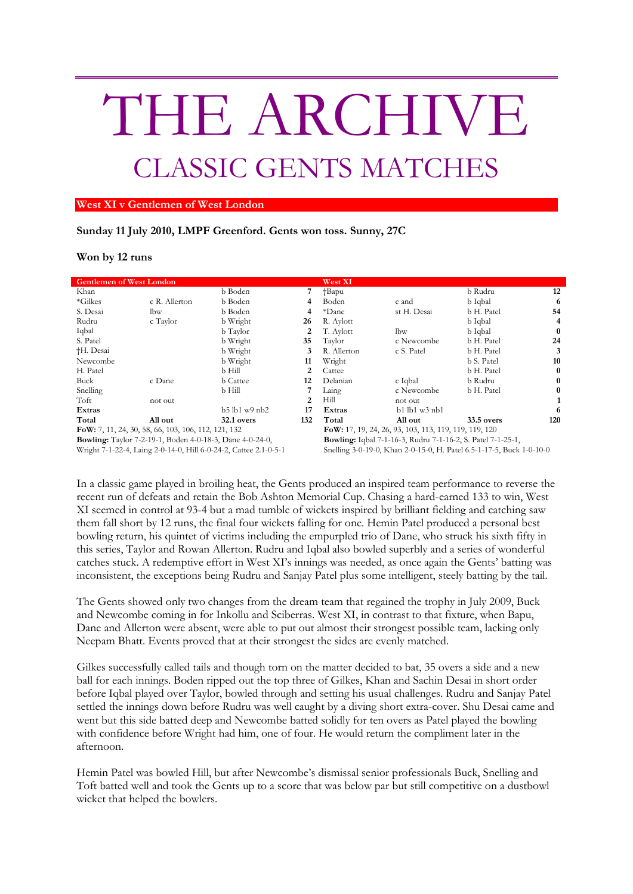# THE ARCHIVE

## CLASSIC GENTS MATCHES

### West XI v Gentlemen of West London

**Sunday 11 July 2010, LMPF Greenford. Gents won toss. Sunny, 27C**

**Won by 12 runs**

| Gentlemen of West London | | | |
|---|---|---|---|
| Khan | | b Boden | 7 |
| *Gilkes | c R. Allerton | b Boden | 4 |
| S. Desai | lbw | b Boden | 4 |
| Rudru | c Taylor | b Wright | 26 |
| Iqbal | | b Taylor | 2 |
| S. Patel | | b Wright | 35 |
| †H. Desai | | b Wright | 3 |
| Newcombe | | b Wright | 11 |
| H. Patel | | b Hill | 2 |
| Buck | c Dane | b Cattee | 12 |
| Snelling | | b Hill | 7 |
| Toft | not out | | 2 |
| **Extras** | | b5 lb1 w9 nb2 | 17 |
| **Total** | **All out** | **32.1 overs** | **132** |

**FoW:** 7, 11, 24, 30, 58, 66, 103, 106, 112, 121, 132

**Bowling:** Taylor 7-2-19-1, Boden 4-0-18-3, Dane 4-0-24-0, Wright 7-1-22-4, Laing 2-0-14-0, Hill 6-0-24-2, Cattee 2.1-0-5-1

| West XI | | | |
|---|---|---|---|
| †Bapu | | b Rudru | 12 |
| Boden | c and | b Iqbal | 6 |
| *Dane | st H. Desai | b H. Patel | 54 |
| R. Aylott | | b Iqbal | 4 |
| T. Aylott | lbw | b Iqbal | 0 |
| Taylor | c Newcombe | b H. Patel | 24 |
| R. Allerton | c S. Patel | b H. Patel | 3 |
| Wright | | b S. Patel | 10 |
| Cattee | | b H. Patel | 0 |
| Delanian | c Iqbal | b Rudru | 0 |
| Laing | c Newcombe | b H. Patel | 0 |
| Hill | not out | | 1 |
| **Extras** | b1 lb1 w3 nb1 | | 6 |
| **Total** | **All out** | **33.5 overs** | **120** |

**FoW:** 17, 19, 24, 26, 93, 103, 113, 119, 119, 119, 120

**Bowling:** Iqbal 7-1-16-3, Rudru 7-1-16-2, S. Patel 7-1-25-1, Snelling 3-0-19-0, Khan 2-0-15-0, H. Patel 6.5-1-17-5, Buck 1-0-10-0

In a classic game played in broiling heat, the Gents produced an inspired team performance to reverse the recent run of defeats and retain the Bob Ashton Memorial Cup. Chasing a hard-earned 133 to win, West XI seemed in control at 93-4 but a mad tumble of wickets inspired by brilliant fielding and catching saw them fall short by 12 runs, the final four wickets falling for one. Hemin Patel produced a personal best bowling return, his quintet of victims including the empurpled trio of Dane, who struck his sixth fifty in this series, Taylor and Rowan Allerton. Rudru and Iqbal also bowled superbly and a series of wonderful catches stuck. A redemptive effort in West XI's innings was needed, as once again the Gents' batting was inconsistent, the exceptions being Rudru and Sanjay Patel plus some intelligent, steely batting by the tail.

The Gents showed only two changes from the dream team that regained the trophy in July 2009, Buck and Newcombe coming in for Inkollu and Sciberras. West XI, in contrast to that fixture, when Bapu, Dane and Allerton were absent, were able to put out almost their strongest possible team, lacking only Neepam Bhatt. Events proved that at their strongest the sides are evenly matched.

Gilkes successfully called tails and though torn on the matter decided to bat, 35 overs a side and a new ball for each innings. Boden ripped out the top three of Gilkes, Khan and Sachin Desai in short order before Iqbal played over Taylor, bowled through and setting his usual challenges. Rudru and Sanjay Patel settled the innings down before Rudru was well caught by a diving short extra-cover. Shu Desai came and went but this side batted deep and Newcombe batted solidly for ten overs as Patel played the bowling with confidence before Wright had him, one of four. He would return the compliment later in the afternoon.

Hemin Patel was bowled Hill, but after Newcombe's dismissal senior professionals Buck, Snelling and Toft batted well and took the Gents up to a score that was below par but still competitive on a dustbowl wicket that helped the bowlers.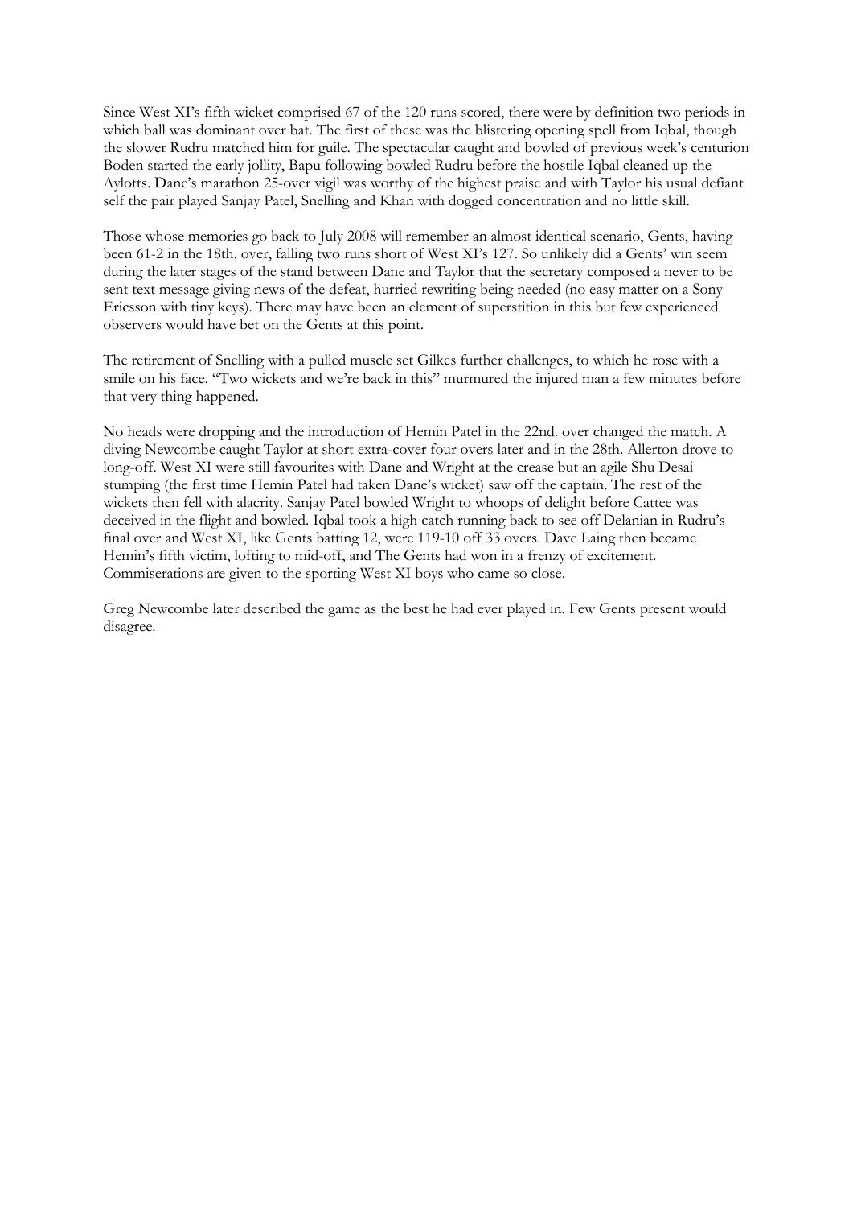Since West XI's fifth wicket comprised 67 of the 120 runs scored, there were by definition two periods in which ball was dominant over bat. The first of these was the blistering opening spell from Iqbal, though the slower Rudru matched him for guile. The spectacular caught and bowled of previous week's centurion Boden started the early jollity, Bapu following bowled Rudru before the hostile Iqbal cleaned up the Aylotts. Dane's marathon 25-over vigil was worthy of the highest praise and with Taylor his usual defiant self the pair played Sanjay Patel, Snelling and Khan with dogged concentration and no little skill.

Those whose memories go back to July 2008 will remember an almost identical scenario, Gents, having been 61-2 in the 18th. over, falling two runs short of West XI's 127. So unlikely did a Gents' win seem during the later stages of the stand between Dane and Taylor that the secretary composed a never to be sent text message giving news of the defeat, hurried rewriting being needed (no easy matter on a Sony Ericsson with tiny keys). There may have been an element of superstition in this but few experienced observers would have bet on the Gents at this point.

The retirement of Snelling with a pulled muscle set Gilkes further challenges, to which he rose with a smile on his face. "Two wickets and we're back in this" murmured the injured man a few minutes before that very thing happened.

No heads were dropping and the introduction of Hemin Patel in the 22nd. over changed the match. A diving Newcombe caught Taylor at short extra-cover four overs later and in the 28th. Allerton drove to long-off. West XI were still favourites with Dane and Wright at the crease but an agile Shu Desai stumping (the first time Hemin Patel had taken Dane's wicket) saw off the captain. The rest of the wickets then fell with alacrity. Sanjay Patel bowled Wright to whoops of delight before Cattee was deceived in the flight and bowled. Iqbal took a high catch running back to see off Delanian in Rudru's final over and West XI, like Gents batting 12, were 119-10 off 33 overs. Dave Laing then became Hemin's fifth victim, lofting to mid-off, and The Gents had won in a frenzy of excitement. Commiserations are given to the sporting West XI boys who came so close.

Greg Newcombe later described the game as the best he had ever played in. Few Gents present would disagree.